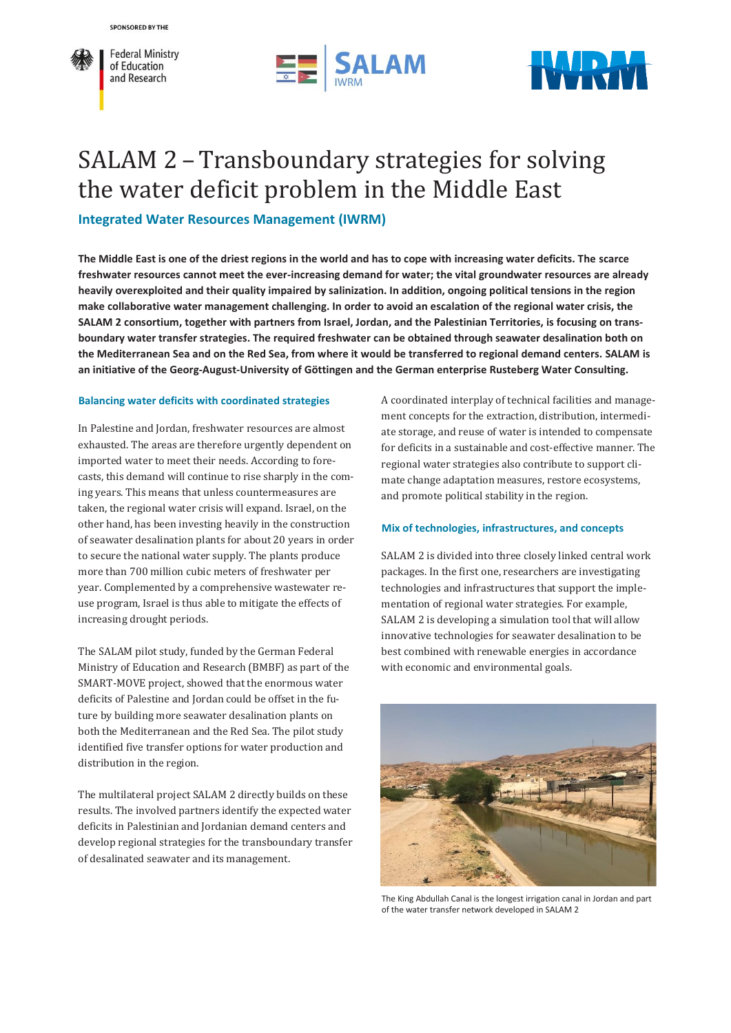SPONSORED BY THE

Federal Ministry of Education and Research

SALAM IWRM

IWRM

# SALAM 2 – Transboundary strategies for solving the water deficit problem in the Middle East

## Integrated Water Resources Management (IWRM)

**The Middle East is one of the driest regions in the world and has to cope with increasing water deficits. The scarce freshwater resources cannot meet the ever-increasing demand for water; the vital groundwater resources are already heavily overexploited and their quality impaired by salinization. In addition, ongoing political tensions in the region make collaborative water management challenging. In order to avoid an escalation of the regional water crisis, the SALAM 2 consortium, together with partners from Israel, Jordan, and the Palestinian Territories, is focusing on trans-boundary water transfer strategies. The required freshwater can be obtained through seawater desalination both on the Mediterranean Sea and on the Red Sea, from where it would be transferred to regional demand centers. SALAM is an initiative of the Georg-August-University of Göttingen and the German enterprise Rusteberg Water Consulting.**

### Balancing water deficits with coordinated strategies

In Palestine and Jordan, freshwater resources are almost exhausted. The areas are therefore urgently dependent on imported water to meet their needs. According to forecasts, this demand will continue to rise sharply in the coming years. This means that unless countermeasures are taken, the regional water crisis will expand. Israel, on the other hand, has been investing heavily in the construction of seawater desalination plants for about 20 years in order to secure the national water supply. The plants produce more than 700 million cubic meters of freshwater per year. Complemented by a comprehensive wastewater reuse program, Israel is thus able to mitigate the effects of increasing drought periods.

The SALAM pilot study, funded by the German Federal Ministry of Education and Research (BMBF) as part of the SMART-MOVE project, showed that the enormous water deficits of Palestine and Jordan could be offset in the future by building more seawater desalination plants on both the Mediterranean and the Red Sea. The pilot study identified five transfer options for water production and distribution in the region.

The multilateral project SALAM 2 directly builds on these results. The involved partners identify the expected water deficits in Palestinian and Jordanian demand centers and develop regional strategies for the transboundary transfer of desalinated seawater and its management.

A coordinated interplay of technical facilities and management concepts for the extraction, distribution, intermediate storage, and reuse of water is intended to compensate for deficits in a sustainable and cost-effective manner. The regional water strategies also contribute to support climate change adaptation measures, restore ecosystems, and promote political stability in the region.

### Mix of technologies, infrastructures, and concepts

SALAM 2 is divided into three closely linked central work packages. In the first one, researchers are investigating technologies and infrastructures that support the implementation of regional water strategies. For example, SALAM 2 is developing a simulation tool that will allow innovative technologies for seawater desalination to be best combined with renewable energies in accordance with economic and environmental goals.

The King Abdullah Canal is the longest irrigation canal in Jordan and part of the water transfer network developed in SALAM 2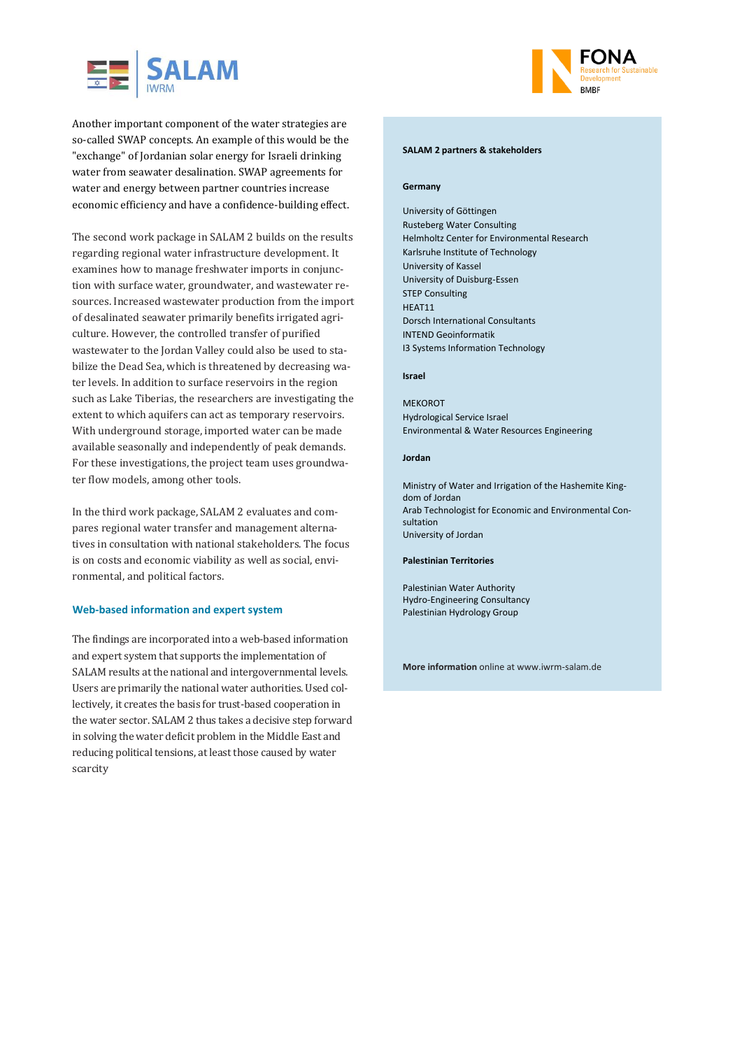Another important component of the water strategies are so-called SWAP concepts. An example of this would be the "exchange" of Jordanian solar energy for Israeli drinking water from seawater desalination. SWAP agreements for water and energy between partner countries increase economic efficiency and have a confidence-building effect.

The second work package in SALAM 2 builds on the results regarding regional water infrastructure development. It examines how to manage freshwater imports in conjunction with surface water, groundwater, and wastewater resources. Increased wastewater production from the import of desalinated seawater primarily benefits irrigated agriculture. However, the controlled transfer of purified wastewater to the Jordan Valley could also be used to stabilize the Dead Sea, which is threatened by decreasing water levels. In addition to surface reservoirs in the region such as Lake Tiberias, the researchers are investigating the extent to which aquifers can act as temporary reservoirs. With underground storage, imported water can be made available seasonally and independently of peak demands. For these investigations, the project team uses groundwater flow models, among other tools.

In the third work package, SALAM 2 evaluates and compares regional water transfer and management alternatives in consultation with national stakeholders. The focus is on costs and economic viability as well as social, environmental, and political factors.

### Web-based information and expert system

The findings are incorporated into a web-based information and expert system that supports the implementation of SALAM results at the national and intergovernmental levels. Users are primarily the national water authorities. Used collectively, it creates the basis for trust-based cooperation in the water sector. SALAM 2 thus takes a decisive step forward in solving the water deficit problem in the Middle East and reducing political tensions, at least those caused by water scarcity

**SALAM 2 partners & stakeholders**

**Germany**

University of Göttingen
Rusteberg Water Consulting
Helmholtz Center for Environmental Research
Karlsruhe Institute of Technology
University of Kassel
University of Duisburg-Essen
STEP Consulting
HEAT11
Dorsch International Consultants
INTEND Geoinformatik
I3 Systems Information Technology

**Israel**

MEKOROT
Hydrological Service Israel
Environmental & Water Resources Engineering

**Jordan**

Ministry of Water and Irrigation of the Hashemite Kingdom of Jordan
Arab Technologist for Economic and Environmental Consultation
University of Jordan

**Palestinian Territories**

Palestinian Water Authority
Hydro-Engineering Consultancy
Palestinian Hydrology Group

**More information** online at www.iwrm-salam.de